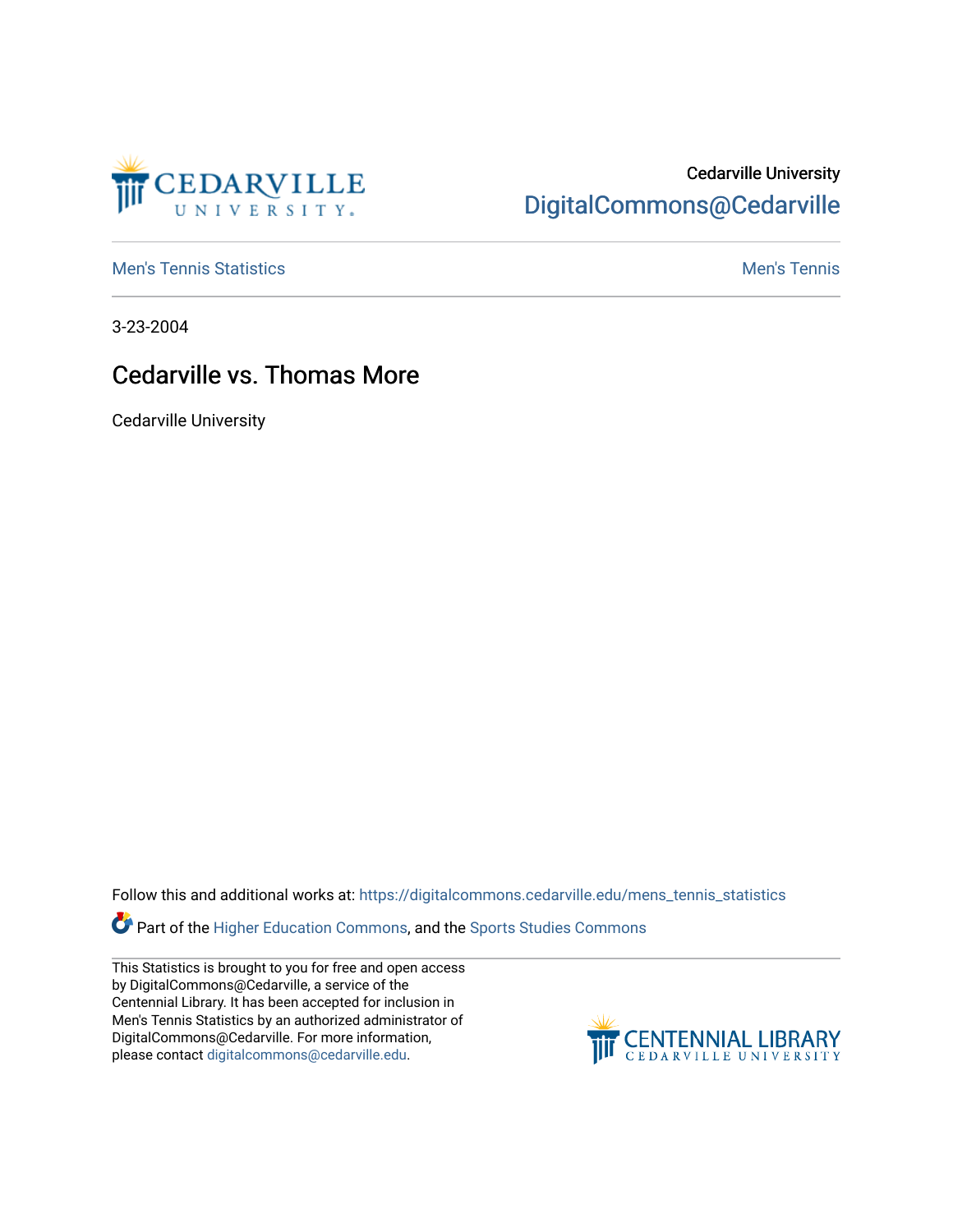Cedarville University

DigitalCommons@Cedarville

Men's Tennis Statistics

Men's Tennis

3-23-2004

# Cedarville vs. Thomas More

Cedarville University

Follow this and additional works at: https://digitalcommons.cedarville.edu/mens_tennis_statistics

Part of the Higher Education Commons, and the Sports Studies Commons

This Statistics is brought to you for free and open access by DigitalCommons@Cedarville, a service of the Centennial Library. It has been accepted for inclusion in Men's Tennis Statistics by an authorized administrator of DigitalCommons@Cedarville. For more information, please contact digitalcommons@cedarville.edu.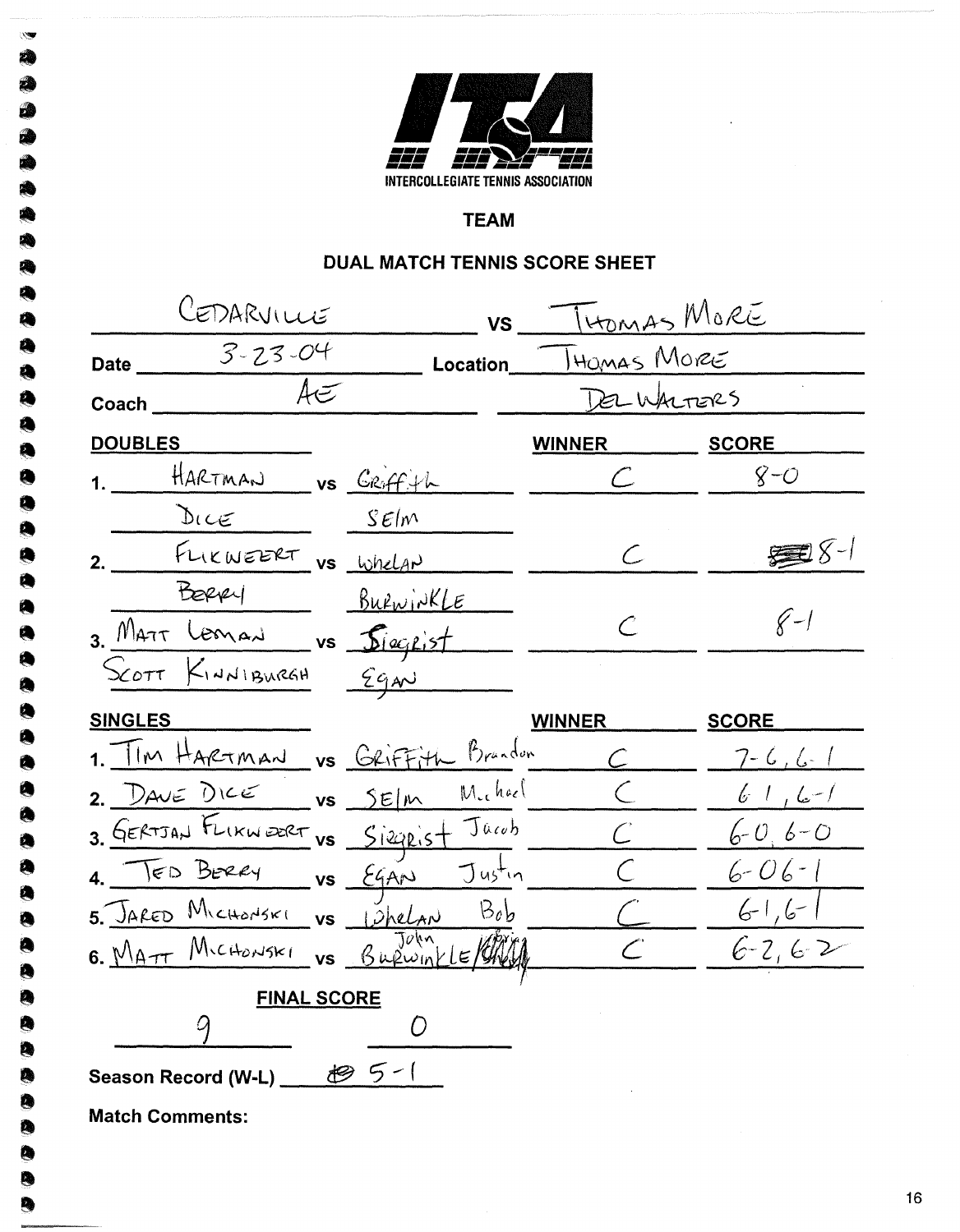INTERCOLLEGIATE TENNIS ASSOCIATION

## TEAM

## DUAL MATCH TENNIS SCORE SHEET

CEDARVILLE vs THOMAS MORE

Date 3-23-04 Location THOMAS MORE

Coach AE DEL WALTERS

| DOUBLES | | WINNER | SCORE |
|---|---|---|---|
| 1. HARTMAN / DICE | vs GRIFFITH / SELM | C | 8-0 |
| 2. FLIKWEERT / BERRY | vs WHELAN / BURWINKLE | C | 8-1 |
| 3. MATT LEMAN / SCOTT KINNIBURGH | vs SIEGRIST / EGAN | C | 8-1 |

| SINGLES | | WINNER | SCORE |
|---|---|---|---|
| 1. TIM HARTMAN | vs GRIFFITH Brandon | C | 7-6, 6-1 |
| 2. DAVE DICE | vs SELM Michael | C | 6-1, 6-1 |
| 3. GERTJAN FLIKWEERT | vs SIEGRIST Jacob | C | 6-0, 6-0 |
| 4. TED BERRY | vs EGAN Justin | C | 6-0 6-1 |
| 5. JARED MICHONSKI | vs WHELAN Bob | C | 6-1, 6-1 |
| 6. MATT MICHONSKI | vs BURWINKLE John | C | 6-2, 6-2 |

**FINAL SCORE**

9 0

Season Record (W-L) 5-1

**Match Comments:**